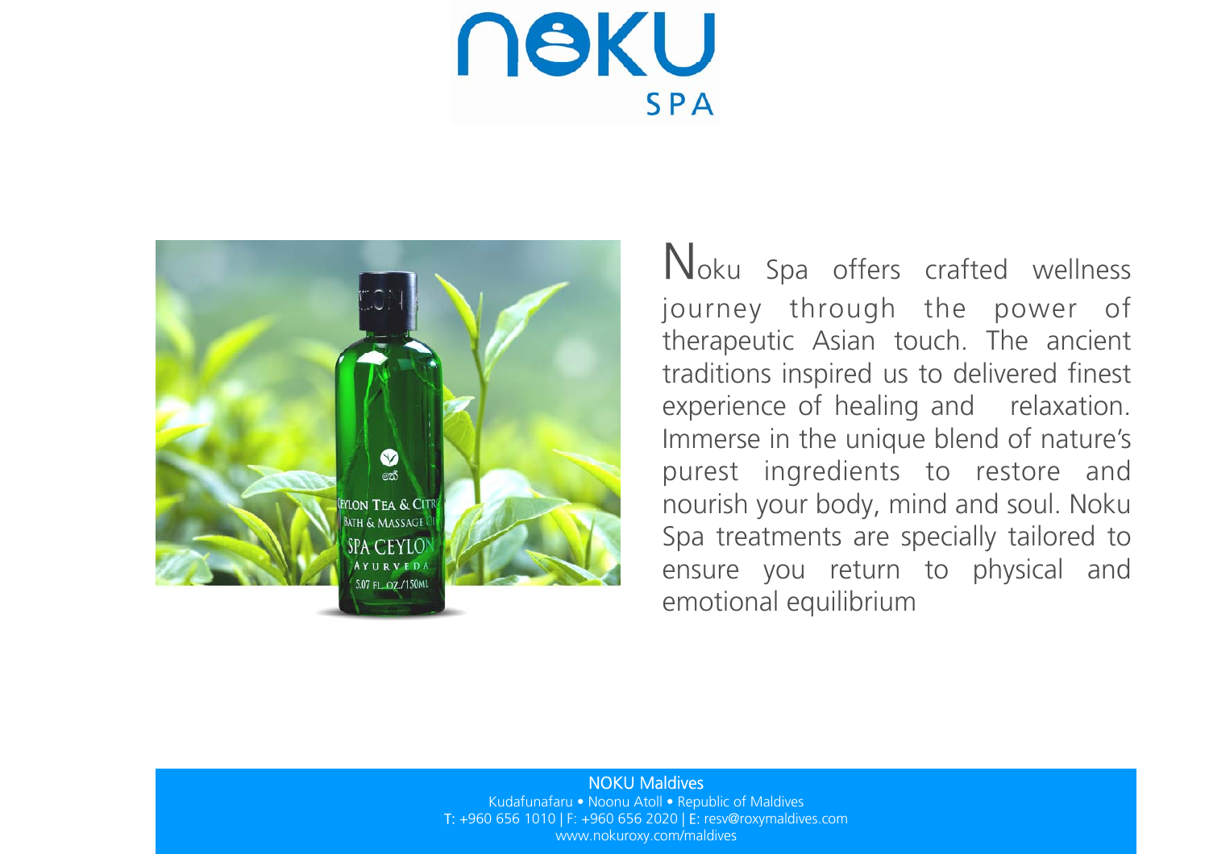# noku SPA

Noku Spa offers crafted wellness journey through the power of therapeutic Asian touch. The ancient traditions inspired us to delivered finest experience of healing and relaxation. Immerse in the unique blend of nature's purest ingredients to restore and nourish your body, mind and soul. Noku Spa treatments are specially tailored to ensure you return to physical and emotional equilibrium

NOKU Maldives
Kudafunafaru • Noonu Atoll • Republic of Maldives
T: +960 656 1010 | F: +960 656 2020 | E: resv@roxymaldives.com
www.nokuroxy.com/maldives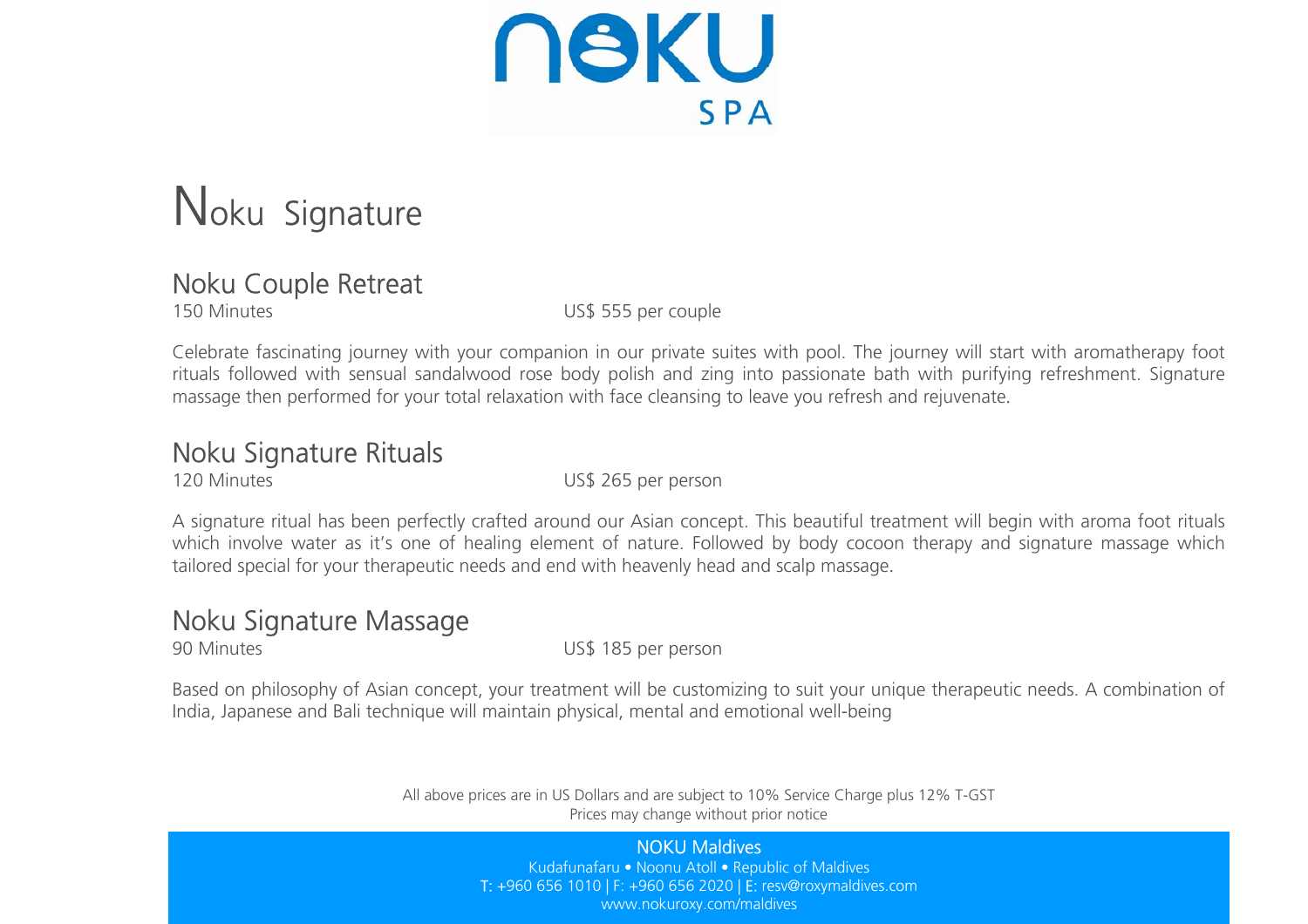noku SPA

# Noku Signature

## Noku Couple Retreat

150 Minutes US$ 555 per couple

Celebrate fascinating journey with your companion in our private suites with pool. The journey will start with aromatherapy foot rituals followed with sensual sandalwood rose body polish and zing into passionate bath with purifying refreshment. Signature massage then performed for your total relaxation with face cleansing to leave you refresh and rejuvenate.

## Noku Signature Rituals

120 Minutes US$ 265 per person

A signature ritual has been perfectly crafted around our Asian concept. This beautiful treatment will begin with aroma foot rituals which involve water as it's one of healing element of nature. Followed by body cocoon therapy and signature massage which tailored special for your therapeutic needs and end with heavenly head and scalp massage.

## Noku Signature Massage

90 Minutes US$ 185 per person

Based on philosophy of Asian concept, your treatment will be customizing to suit your unique therapeutic needs. A combination of India, Japanese and Bali technique will maintain physical, mental and emotional well-being

All above prices are in US Dollars and are subject to 10% Service Charge plus 12% T-GST
Prices may change without prior notice

NOKU Maldives
Kudafunafaru • Noonu Atoll • Republic of Maldives
T: +960 656 1010 | F: +960 656 2020 | E: resv@roxymaldives.com
www.nokuroxy.com/maldives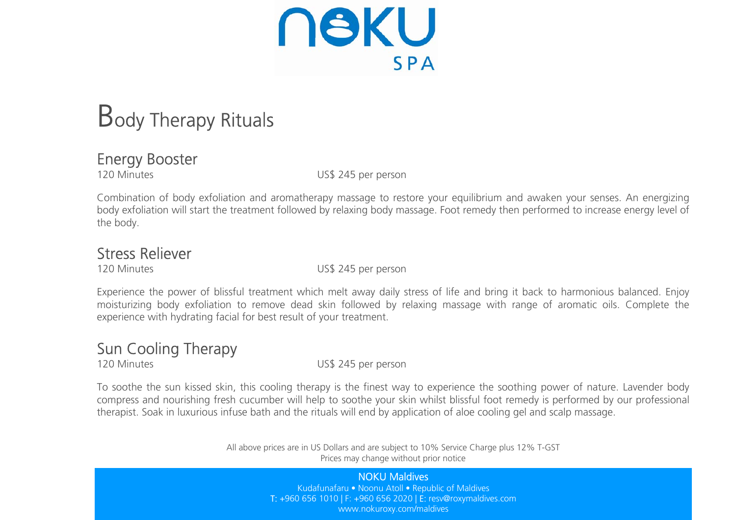# NOKU SPA

## Body Therapy Rituals

### Energy Booster

120 Minutes US$ 245 per person

Combination of body exfoliation and aromatherapy massage to restore your equilibrium and awaken your senses. An energizing body exfoliation will start the treatment followed by relaxing body massage. Foot remedy then performed to increase energy level of the body.

### Stress Reliever

120 Minutes US$ 245 per person

Experience the power of blissful treatment which melt away daily stress of life and bring it back to harmonious balanced. Enjoy moisturizing body exfoliation to remove dead skin followed by relaxing massage with range of aromatic oils. Complete the experience with hydrating facial for best result of your treatment.

### Sun Cooling Therapy

120 Minutes US$ 245 per person

To soothe the sun kissed skin, this cooling therapy is the finest way to experience the soothing power of nature. Lavender body compress and nourishing fresh cucumber will help to soothe your skin whilst blissful foot remedy is performed by our professional therapist. Soak in luxurious infuse bath and the rituals will end by application of aloe cooling gel and scalp massage.

All above prices are in US Dollars and are subject to 10% Service Charge plus 12% T-GST
Prices may change without prior notice

NOKU Maldives
Kudafunafaru • Noonu Atoll • Republic of Maldives
T: +960 656 1010 | F: +960 656 2020 | E: resv@roxymaldives.com
www.nokuroxy.com/maldives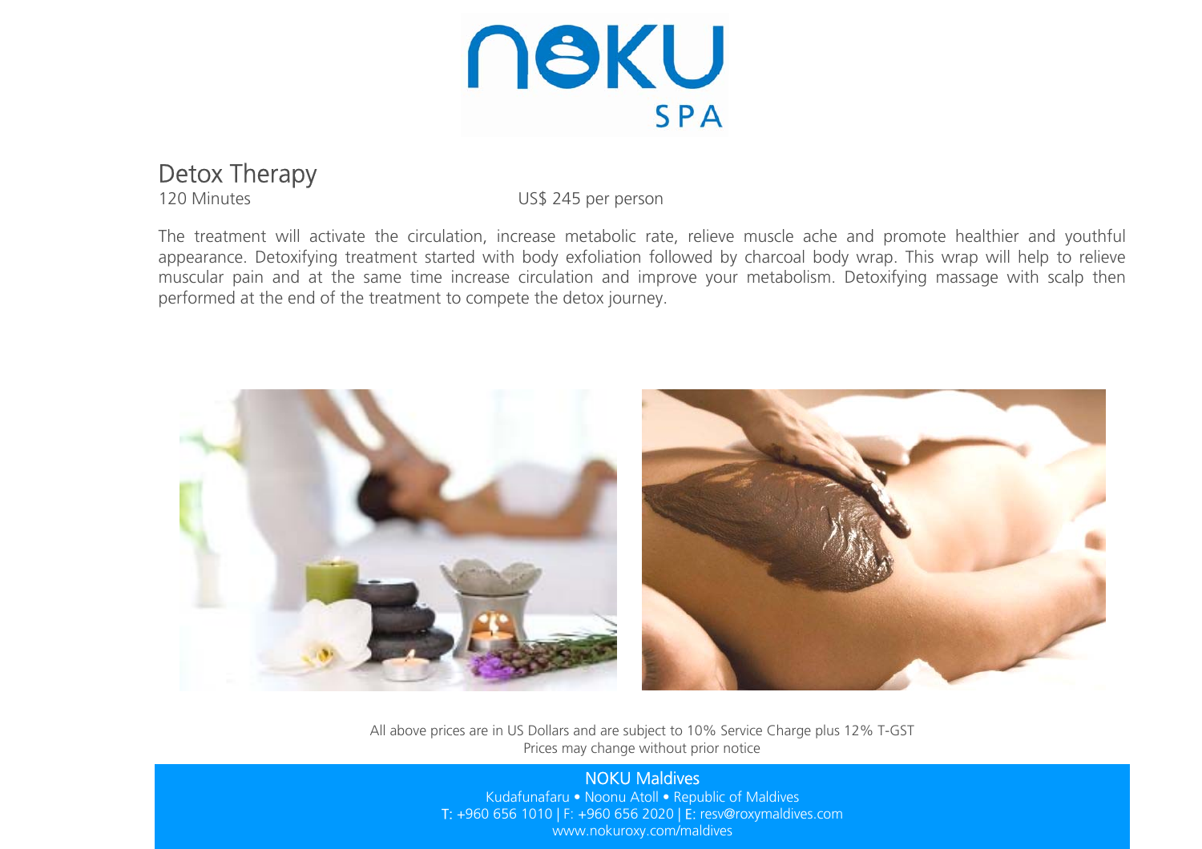NOKU SPA

## Detox Therapy

120 Minutes US$ 245 per person

The treatment will activate the circulation, increase metabolic rate, relieve muscle ache and promote healthier and youthful appearance. Detoxifying treatment started with body exfoliation followed by charcoal body wrap. This wrap will help to relieve muscular pain and at the same time increase circulation and improve your metabolism. Detoxifying massage with scalp then performed at the end of the treatment to compete the detox journey.

All above prices are in US Dollars and are subject to 10% Service Charge plus 12% T-GST
Prices may change without prior notice

NOKU Maldives
Kudafunafaru • Noonu Atoll • Republic of Maldives
T: +960 656 1010 | F: +960 656 2020 | E: resv@roxymaldives.com
www.nokuroxy.com/maldives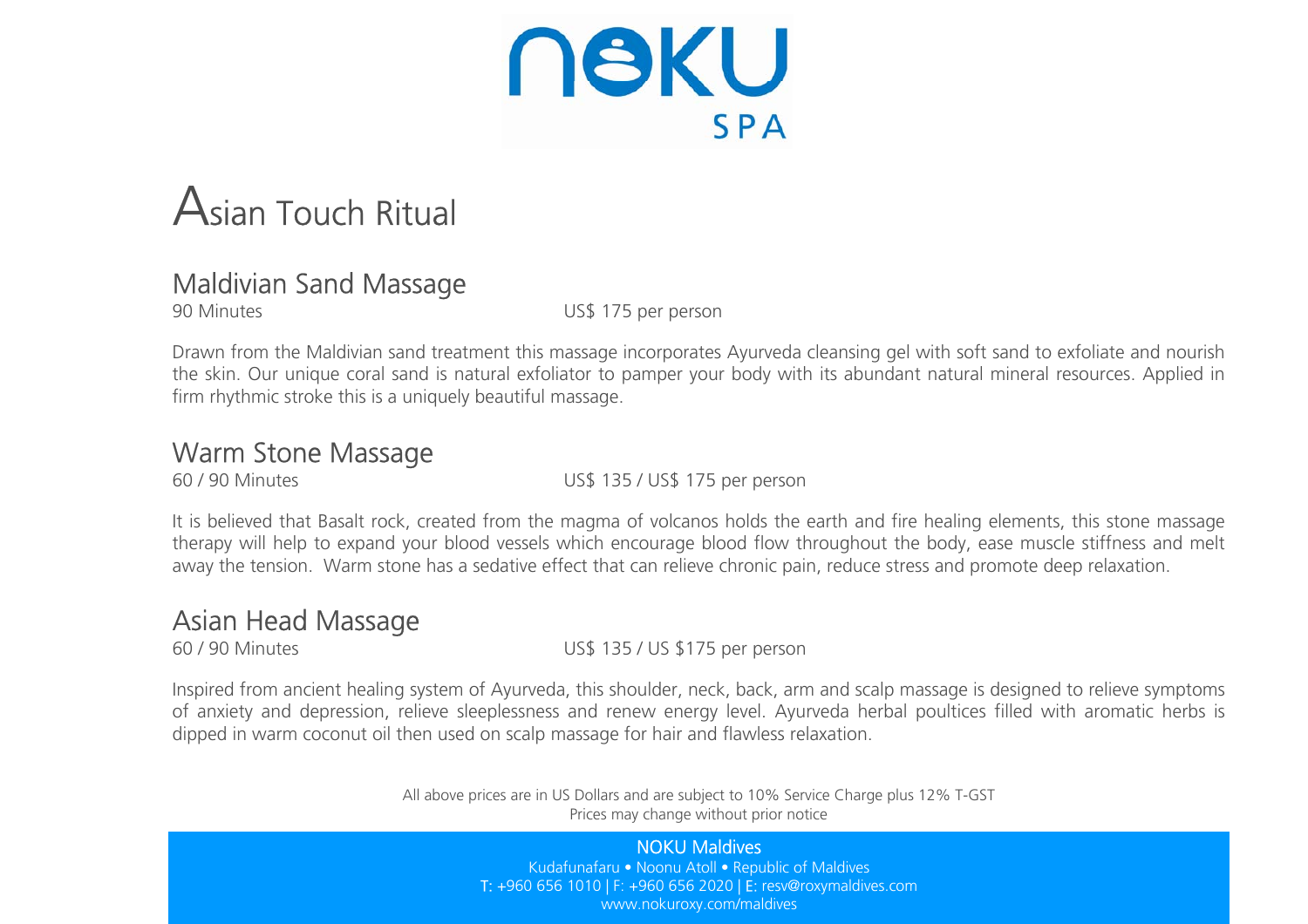NOKU SPA

# Asian Touch Ritual

## Maldivian Sand Massage

90 Minutes US$ 175 per person

Drawn from the Maldivian sand treatment this massage incorporates Ayurveda cleansing gel with soft sand to exfoliate and nourish the skin. Our unique coral sand is natural exfoliator to pamper your body with its abundant natural mineral resources. Applied in firm rhythmic stroke this is a uniquely beautiful massage.

## Warm Stone Massage

60 / 90 Minutes US$ 135 / US$ 175 per person

It is believed that Basalt rock, created from the magma of volcanos holds the earth and fire healing elements, this stone massage therapy will help to expand your blood vessels which encourage blood flow throughout the body, ease muscle stiffness and melt away the tension. Warm stone has a sedative effect that can relieve chronic pain, reduce stress and promote deep relaxation.

## Asian Head Massage

60 / 90 Minutes US$ 135 / US $175 per person

Inspired from ancient healing system of Ayurveda, this shoulder, neck, back, arm and scalp massage is designed to relieve symptoms of anxiety and depression, relieve sleeplessness and renew energy level. Ayurveda herbal poultices filled with aromatic herbs is dipped in warm coconut oil then used on scalp massage for hair and flawless relaxation.

All above prices are in US Dollars and are subject to 10% Service Charge plus 12% T-GST
Prices may change without prior notice

NOKU Maldives
Kudafunafaru • Noonu Atoll • Republic of Maldives
T: +960 656 1010 | F: +960 656 2020 | E: resv@roxymaldives.com
www.nokuroxy.com/maldives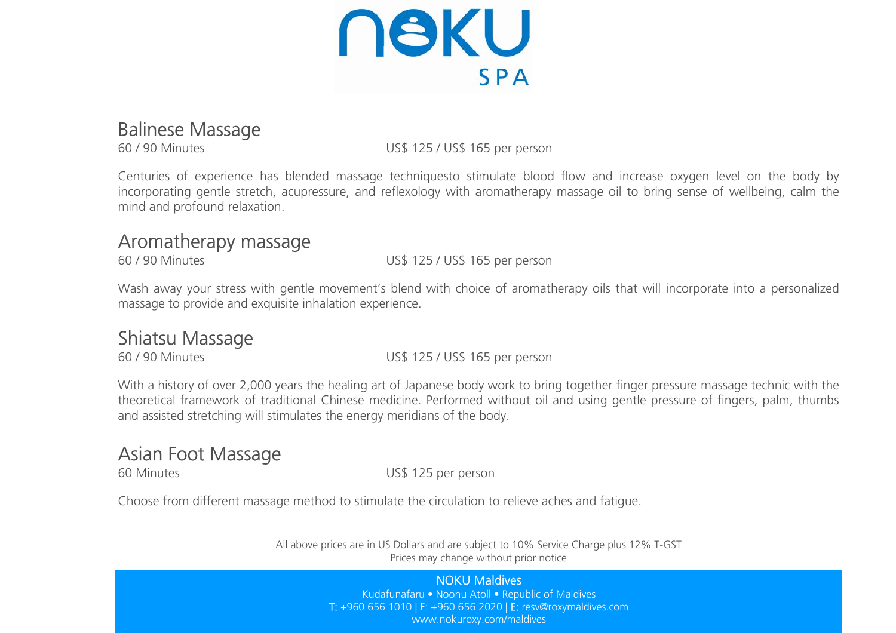# NOKU SPA

## Balinese Massage

60 / 90 Minutes — US$ 125 / US$ 165 per person

Centuries of experience has blended massage techniquesto stimulate blood flow and increase oxygen level on the body by incorporating gentle stretch, acupressure, and reflexology with aromatherapy massage oil to bring sense of wellbeing, calm the mind and profound relaxation.

## Aromatherapy massage

60 / 90 Minutes — US$ 125 / US$ 165 per person

Wash away your stress with gentle movement's blend with choice of aromatherapy oils that will incorporate into a personalized massage to provide and exquisite inhalation experience.

## Shiatsu Massage

60 / 90 Minutes — US$ 125 / US$ 165 per person

With a history of over 2,000 years the healing art of Japanese body work to bring together finger pressure massage technic with the theoretical framework of traditional Chinese medicine. Performed without oil and using gentle pressure of fingers, palm, thumbs and assisted stretching will stimulates the energy meridians of the body.

## Asian Foot Massage

60 Minutes — US$ 125 per person

Choose from different massage method to stimulate the circulation to relieve aches and fatigue.

All above prices are in US Dollars and are subject to 10% Service Charge plus 12% T-GST
Prices may change without prior notice

**NOKU Maldives**
Kudafunafaru • Noonu Atoll • Republic of Maldives
T: +960 656 1010 | F: +960 656 2020 | E: resv@roxymaldives.com
www.nokuroxy.com/maldives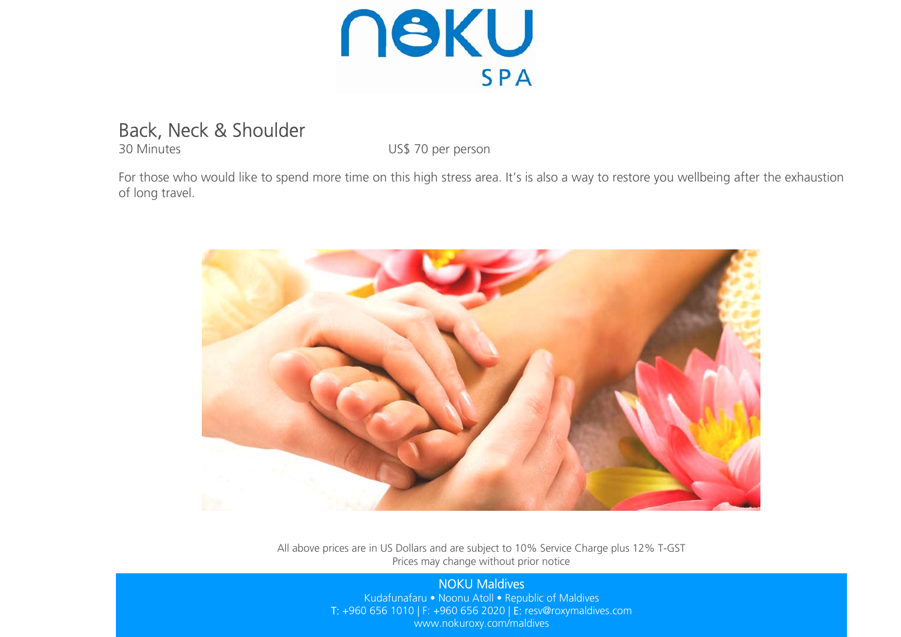# noku SPA

## Back, Neck & Shoulder

30 Minutes — US$ 70 per person

For those who would like to spend more time on this high stress area. It's is also a way to restore you wellbeing after the exhaustion of long travel.

All above prices are in US Dollars and are subject to 10% Service Charge plus 12% T-GST
Prices may change without prior notice

**NOKU Maldives**
Kudafunafaru • Noonu Atoll • Republic of Maldives
T: +960 656 1010 | F: +960 656 2020 | E: resv@roxymaldives.com
www.nokuroxy.com/maldives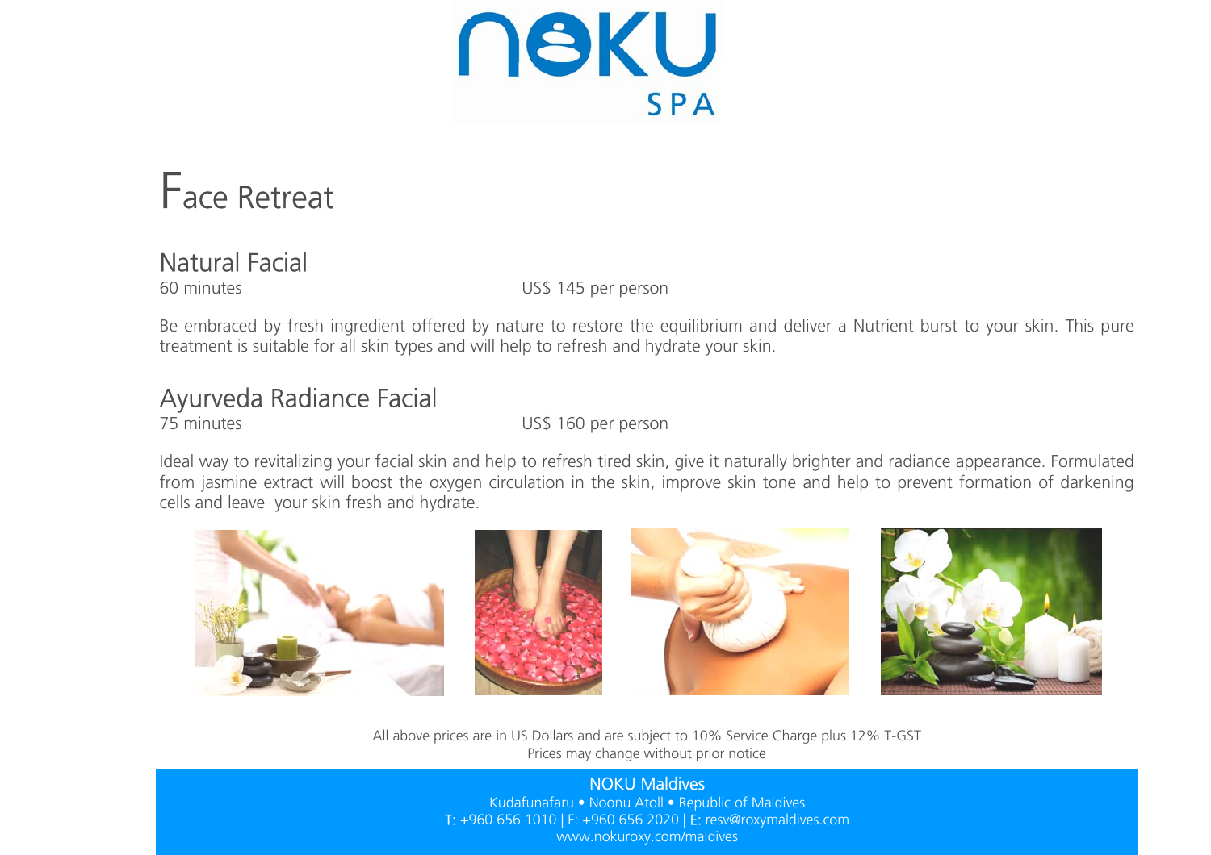# NOKU SPA

## Face Retreat

### Natural Facial

60 minutes | US$ 145 per person

Be embraced by fresh ingredient offered by nature to restore the equilibrium and deliver a Nutrient burst to your skin. This pure treatment is suitable for all skin types and will help to refresh and hydrate your skin.

### Ayurveda Radiance Facial

75 minutes | US$ 160 per person

Ideal way to revitalizing your facial skin and help to refresh tired skin, give it naturally brighter and radiance appearance. Formulated from jasmine extract will boost the oxygen circulation in the skin, improve skin tone and help to prevent formation of darkening cells and leave your skin fresh and hydrate.

All above prices are in US Dollars and are subject to 10% Service Charge plus 12% T-GST
Prices may change without prior notice

**NOKU Maldives**
Kudafunafaru • Noonu Atoll • Republic of Maldives
T: +960 656 1010 | F: +960 656 2020 | E: resv@roxymaldives.com
www.nokuroxy.com/maldives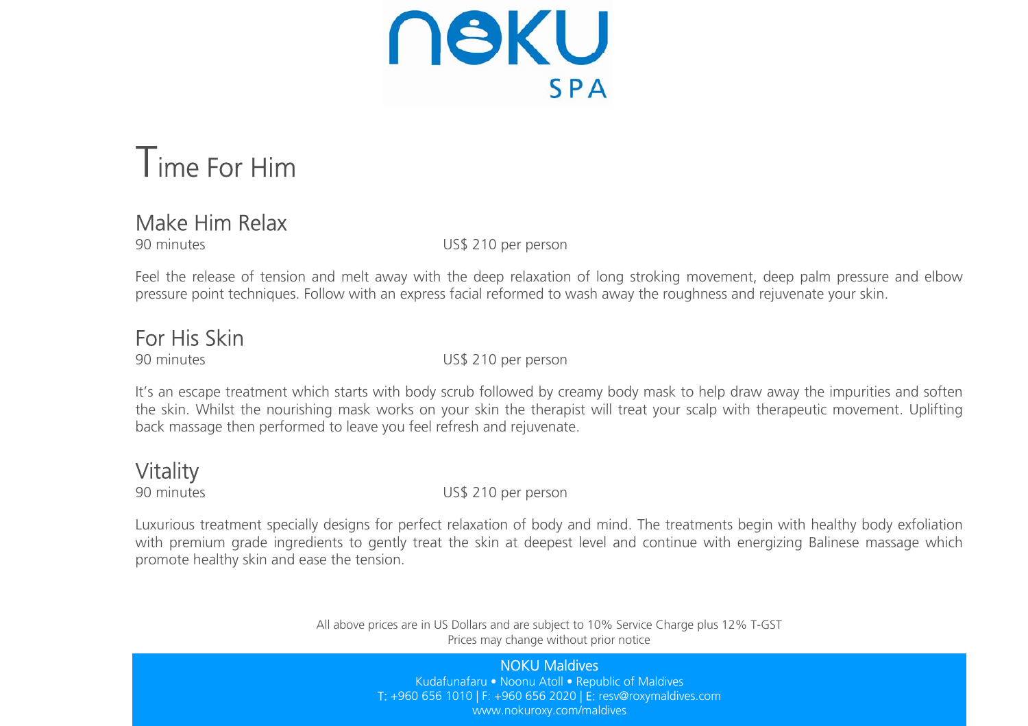# NOKU SPA

## Time For Him

### Make Him Relax

90 minutes — US$ 210 per person

Feel the release of tension and melt away with the deep relaxation of long stroking movement, deep palm pressure and elbow pressure point techniques. Follow with an express facial reformed to wash away the roughness and rejuvenate your skin.

### For His Skin

90 minutes — US$ 210 per person

It's an escape treatment which starts with body scrub followed by creamy body mask to help draw away the impurities and soften the skin. Whilst the nourishing mask works on your skin the therapist will treat your scalp with therapeutic movement. Uplifting back massage then performed to leave you feel refresh and rejuvenate.

### Vitality

90 minutes — US$ 210 per person

Luxurious treatment specially designs for perfect relaxation of body and mind. The treatments begin with healthy body exfoliation with premium grade ingredients to gently treat the skin at deepest level and continue with energizing Balinese massage which promote healthy skin and ease the tension.

All above prices are in US Dollars and are subject to 10% Service Charge plus 12% T-GST
Prices may change without prior notice

**NOKU Maldives**
Kudafunafaru • Noonu Atoll • Republic of Maldives
T: +960 656 1010 | F: +960 656 2020 | E: resv@roxymaldives.com
www.nokuroxy.com/maldives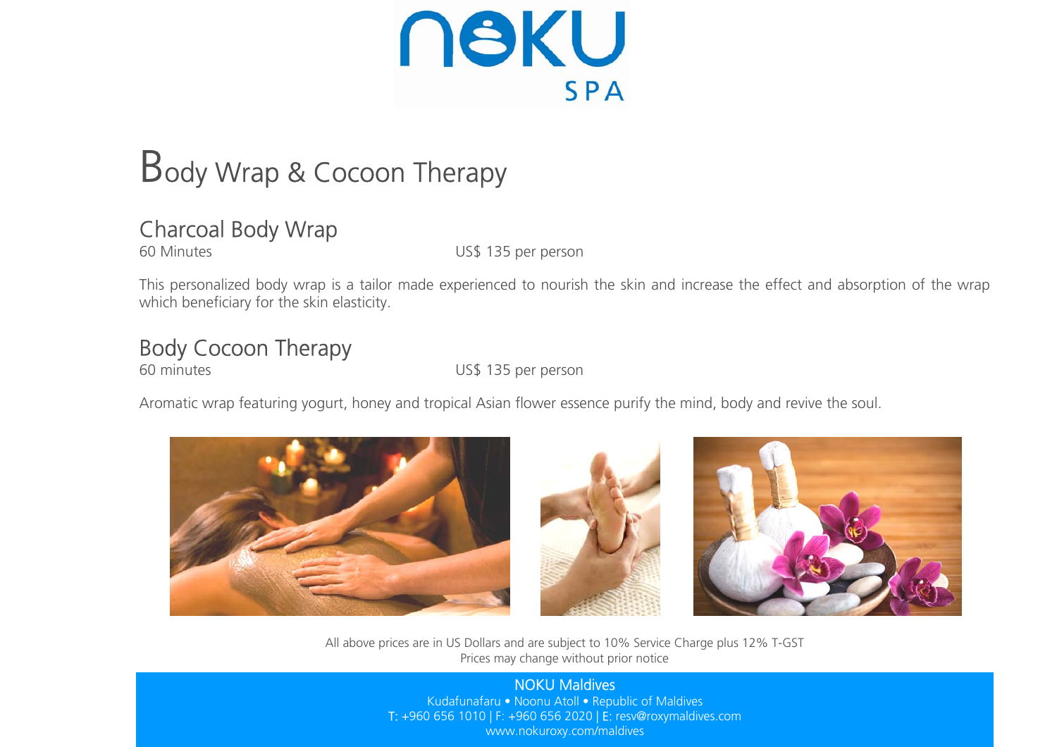# Body Wrap & Cocoon Therapy

## Charcoal Body Wrap

60 Minutes US$ 135 per person

This personalized body wrap is a tailor made experienced to nourish the skin and increase the effect and absorption of the wrap which beneficiary for the skin elasticity.

## Body Cocoon Therapy

60 minutes US$ 135 per person

Aromatic wrap featuring yogurt, honey and tropical Asian flower essence purify the mind, body and revive the soul.

All above prices are in US Dollars and are subject to 10% Service Charge plus 12% T-GST
Prices may change without prior notice

**NOKU Maldives**
Kudafunafaru • Noonu Atoll • Republic of Maldives
T: +960 656 1010 | F: +960 656 2020 | E: resv@roxymaldives.com
www.nokuroxy.com/maldives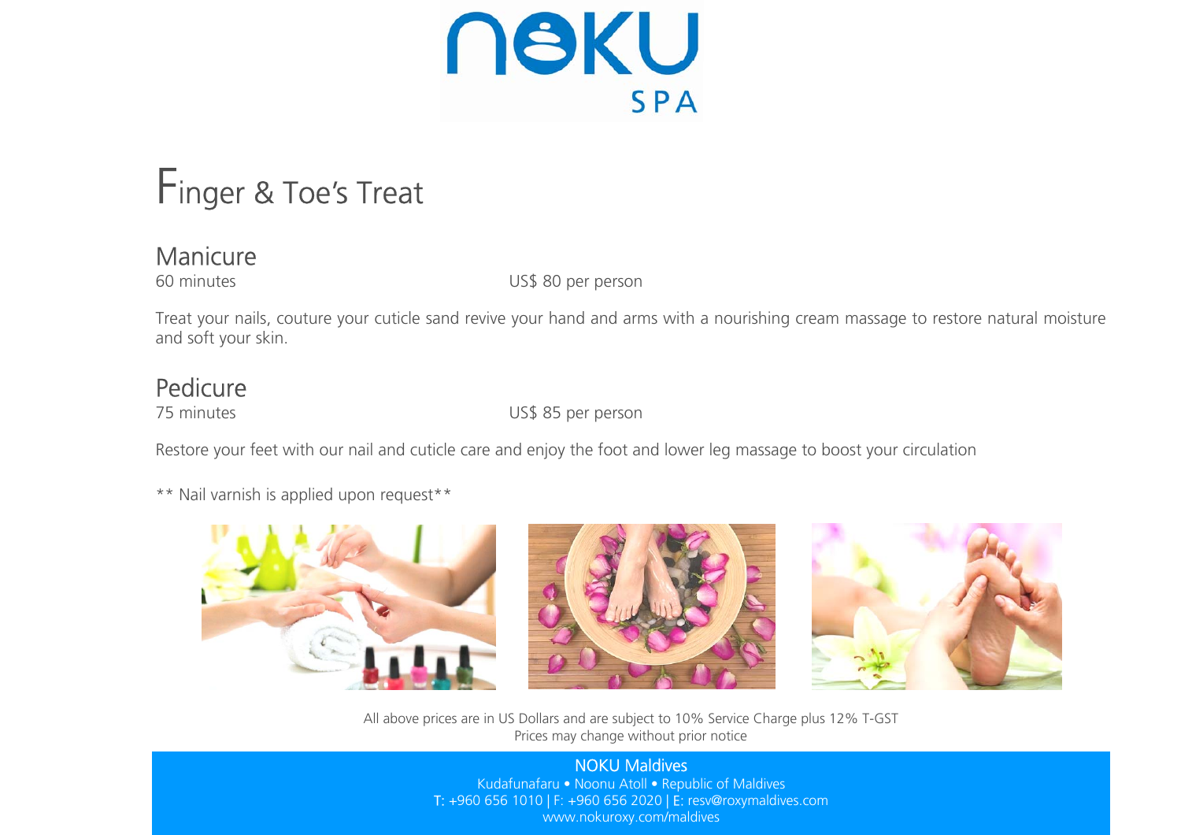NOKU SPA

# Finger & Toe's Treat

## Manicure

60 minutes US$ 80 per person

Treat your nails, couture your cuticle sand revive your hand and arms with a nourishing cream massage to restore natural moisture and soft your skin.

## Pedicure

75 minutes US$ 85 per person

Restore your feet with our nail and cuticle care and enjoy the foot and lower leg massage to boost your circulation

** Nail varnish is applied upon request**

All above prices are in US Dollars and are subject to 10% Service Charge plus 12% T-GST
Prices may change without prior notice

NOKU Maldives
Kudafunafaru • Noonu Atoll • Republic of Maldives
T: +960 656 1010 | F: +960 656 2020 | E: resv@roxymaldives.com
www.nokuroxy.com/maldives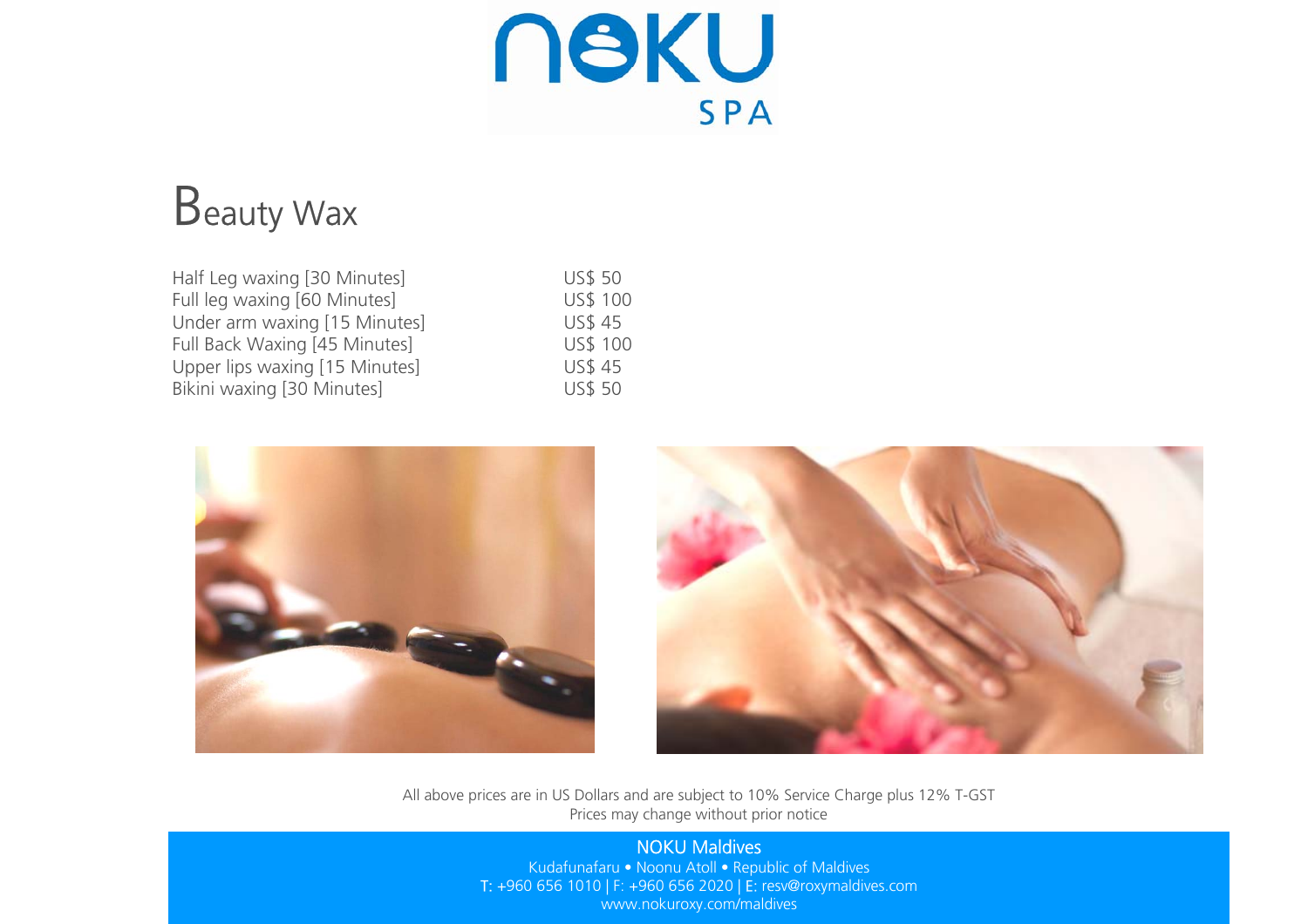# Beauty Wax

| | |
|---|---|
| Half Leg waxing [30 Minutes] | US$ 50 |
| Full leg waxing [60 Minutes] | US$ 100 |
| Under arm waxing [15 Minutes] | US$ 45 |
| Full Back Waxing [45 Minutes] | US$ 100 |
| Upper lips waxing [15 Minutes] | US$ 45 |
| Bikini waxing [30 Minutes] | US$ 50 |

All above prices are in US Dollars and are subject to 10% Service Charge plus 12% T-GST
Prices may change without prior notice

**NOKU Maldives**
Kudafunafaru • Noonu Atoll • Republic of Maldives
T: +960 656 1010 | F: +960 656 2020 | E: resv@roxymaldives.com
www.nokuroxy.com/maldives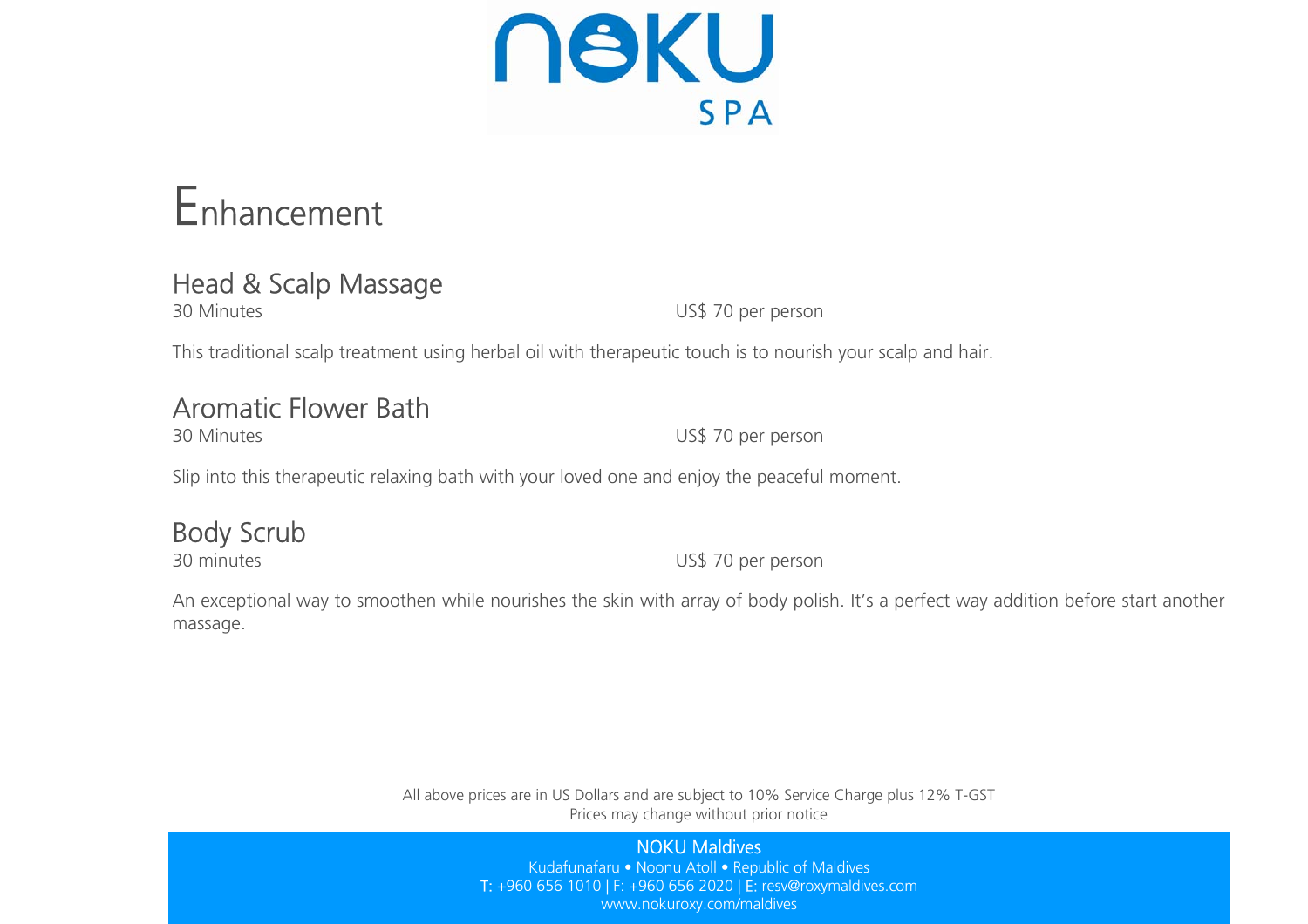# Enhancement

## Head & Scalp Massage

30 Minutes — US$ 70 per person

This traditional scalp treatment using herbal oil with therapeutic touch is to nourish your scalp and hair.

## Aromatic Flower Bath

30 Minutes — US$ 70 per person

Slip into this therapeutic relaxing bath with your loved one and enjoy the peaceful moment.

## Body Scrub

30 minutes — US$ 70 per person

An exceptional way to smoothen while nourishes the skin with array of body polish. It's a perfect way addition before start another massage.

All above prices are in US Dollars and are subject to 10% Service Charge plus 12% T-GST
Prices may change without prior notice

**NOKU Maldives**
Kudafunafaru • Noonu Atoll • Republic of Maldives
T: +960 656 1010 | F: +960 656 2020 | E: resv@roxymaldives.com
www.nokuroxy.com/maldives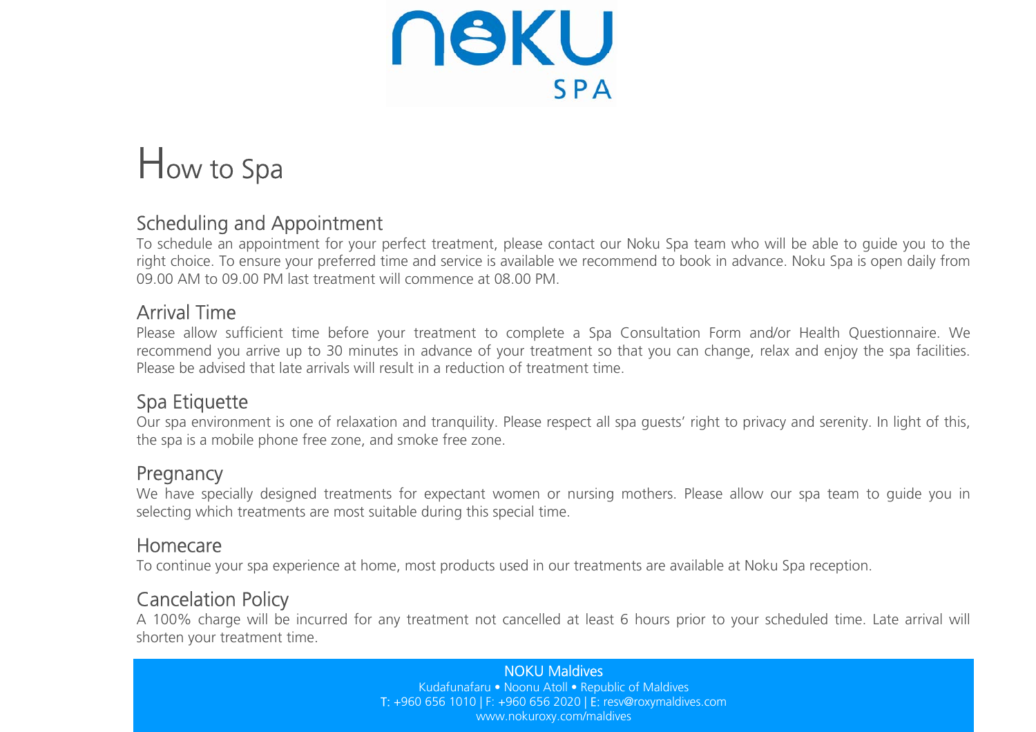# How to Spa

## Scheduling and Appointment

To schedule an appointment for your perfect treatment, please contact our Noku Spa team who will be able to guide you to the right choice. To ensure your preferred time and service is available we recommend to book in advance. Noku Spa is open daily from 09.00 AM to 09.00 PM last treatment will commence at 08.00 PM.

## Arrival Time

Please allow sufficient time before your treatment to complete a Spa Consultation Form and/or Health Questionnaire. We recommend you arrive up to 30 minutes in advance of your treatment so that you can change, relax and enjoy the spa facilities. Please be advised that late arrivals will result in a reduction of treatment time.

## Spa Etiquette

Our spa environment is one of relaxation and tranquility. Please respect all spa guests' right to privacy and serenity. In light of this, the spa is a mobile phone free zone, and smoke free zone.

## Pregnancy

We have specially designed treatments for expectant women or nursing mothers. Please allow our spa team to guide you in selecting which treatments are most suitable during this special time.

## Homecare

To continue your spa experience at home, most products used in our treatments are available at Noku Spa reception.

## Cancelation Policy

A 100% charge will be incurred for any treatment not cancelled at least 6 hours prior to your scheduled time. Late arrival will shorten your treatment time.

NOKU Maldives
Kudafunafaru • Noonu Atoll • Republic of Maldives
T: +960 656 1010 | F: +960 656 2020 | E: resv@roxymaldives.com
www.nokuroxy.com/maldives